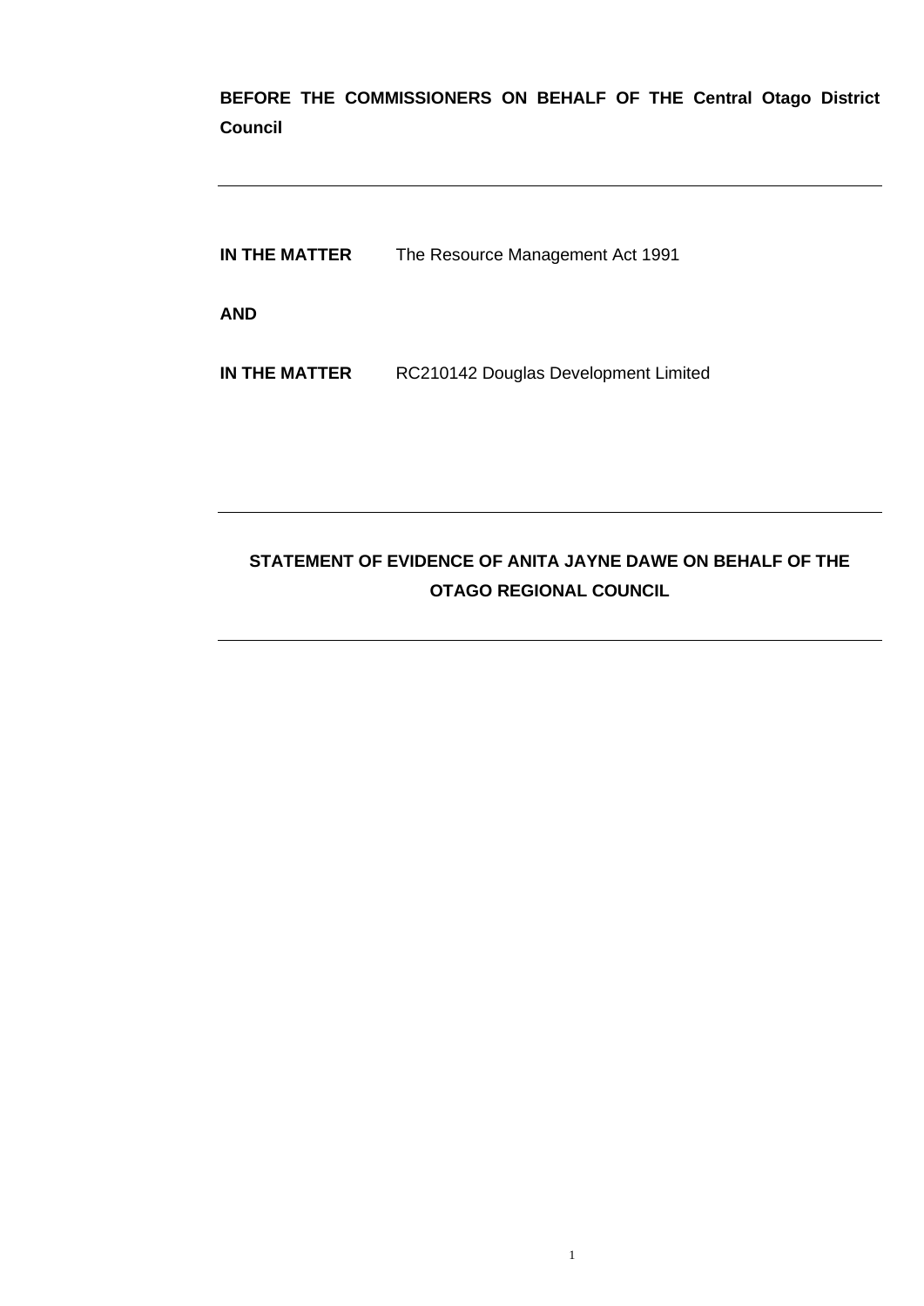**BEFORE THE COMMISSIONERS ON BEHALF OF THE Central Otago District Council**

---

**IN THE MATTER** The Resource Management Act 1991

**AND**

**IN THE MATTER** RC210142 Douglas Development Limited

---

**STATEMENT OF EVIDENCE OF ANITA JAYNE DAWE ON BEHALF OF THE OTAGO REGIONAL COUNCIL**

---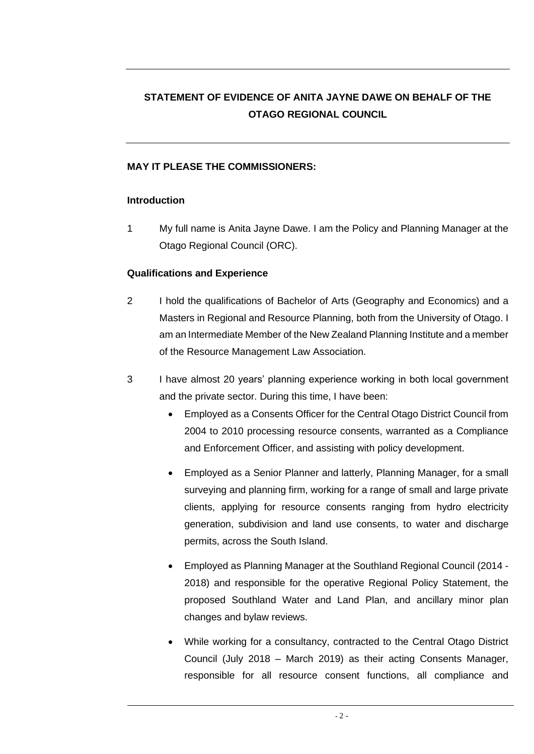# STATEMENT OF EVIDENCE OF ANITA JAYNE DAWE ON BEHALF OF THE OTAGO REGIONAL COUNCIL

**MAY IT PLEASE THE COMMISSIONERS:**

## Introduction

1 My full name is Anita Jayne Dawe. I am the Policy and Planning Manager at the Otago Regional Council (ORC).

## Qualifications and Experience

2 I hold the qualifications of Bachelor of Arts (Geography and Economics) and a Masters in Regional and Resource Planning, both from the University of Otago. I am an Intermediate Member of the New Zealand Planning Institute and a member of the Resource Management Law Association.

3 I have almost 20 years' planning experience working in both local government and the private sector. During this time, I have been:

- Employed as a Consents Officer for the Central Otago District Council from 2004 to 2010 processing resource consents, warranted as a Compliance and Enforcement Officer, and assisting with policy development.
- Employed as a Senior Planner and latterly, Planning Manager, for a small surveying and planning firm, working for a range of small and large private clients, applying for resource consents ranging from hydro electricity generation, subdivision and land use consents, to water and discharge permits, across the South Island.
- Employed as Planning Manager at the Southland Regional Council (2014 - 2018) and responsible for the operative Regional Policy Statement, the proposed Southland Water and Land Plan, and ancillary minor plan changes and bylaw reviews.
- While working for a consultancy, contracted to the Central Otago District Council (July 2018 – March 2019) as their acting Consents Manager, responsible for all resource consent functions, all compliance and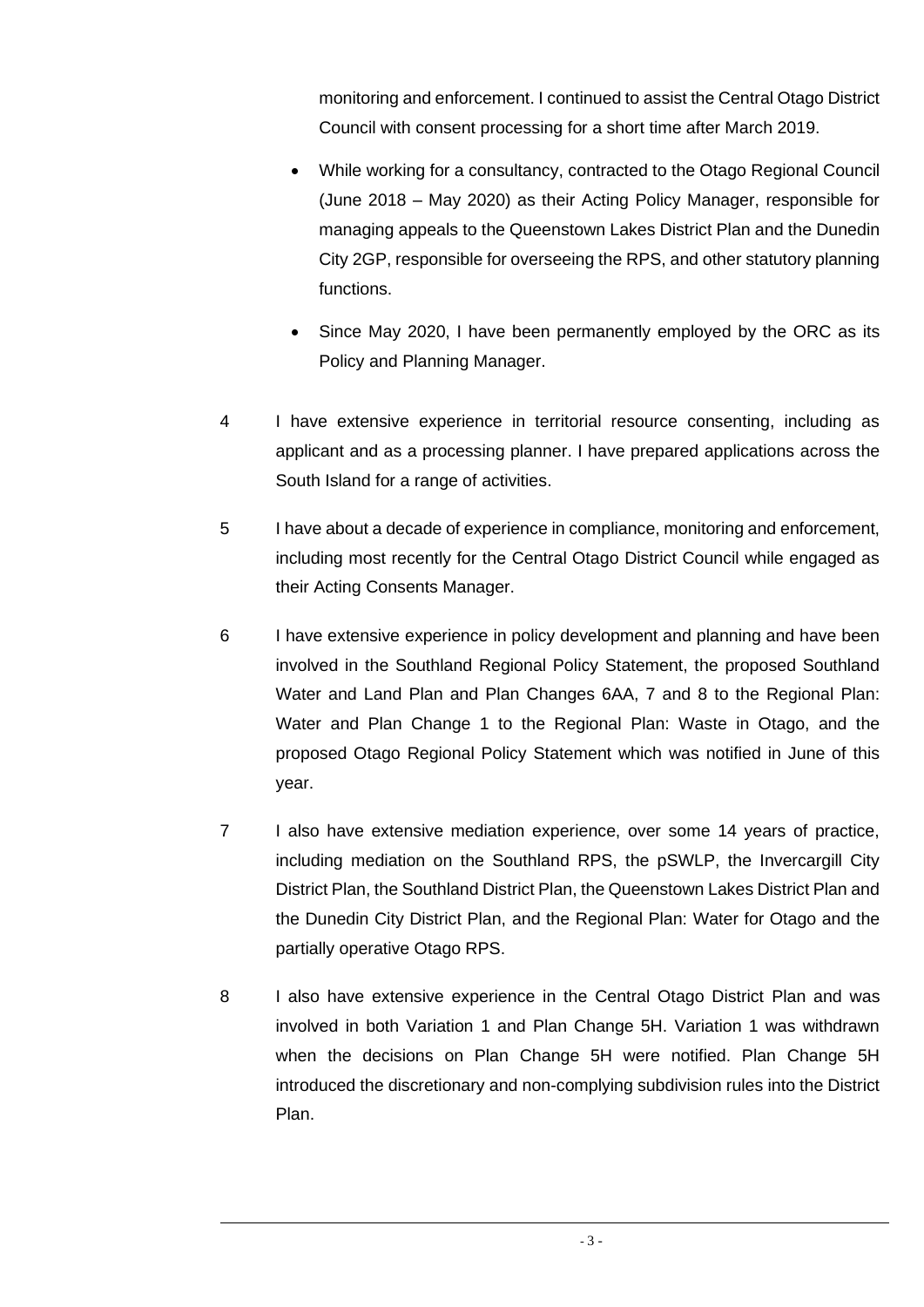monitoring and enforcement. I continued to assist the Central Otago District Council with consent processing for a short time after March 2019.

- While working for a consultancy, contracted to the Otago Regional Council (June 2018 – May 2020) as their Acting Policy Manager, responsible for managing appeals to the Queenstown Lakes District Plan and the Dunedin City 2GP, responsible for overseeing the RPS, and other statutory planning functions.
- Since May 2020, I have been permanently employed by the ORC as its Policy and Planning Manager.

4 I have extensive experience in territorial resource consenting, including as applicant and as a processing planner. I have prepared applications across the South Island for a range of activities.

5 I have about a decade of experience in compliance, monitoring and enforcement, including most recently for the Central Otago District Council while engaged as their Acting Consents Manager.

6 I have extensive experience in policy development and planning and have been involved in the Southland Regional Policy Statement, the proposed Southland Water and Land Plan and Plan Changes 6AA, 7 and 8 to the Regional Plan: Water and Plan Change 1 to the Regional Plan: Waste in Otago, and the proposed Otago Regional Policy Statement which was notified in June of this year.

7 I also have extensive mediation experience, over some 14 years of practice, including mediation on the Southland RPS, the pSWLP, the Invercargill City District Plan, the Southland District Plan, the Queenstown Lakes District Plan and the Dunedin City District Plan, and the Regional Plan: Water for Otago and the partially operative Otago RPS.

8 I also have extensive experience in the Central Otago District Plan and was involved in both Variation 1 and Plan Change 5H. Variation 1 was withdrawn when the decisions on Plan Change 5H were notified. Plan Change 5H introduced the discretionary and non-complying subdivision rules into the District Plan.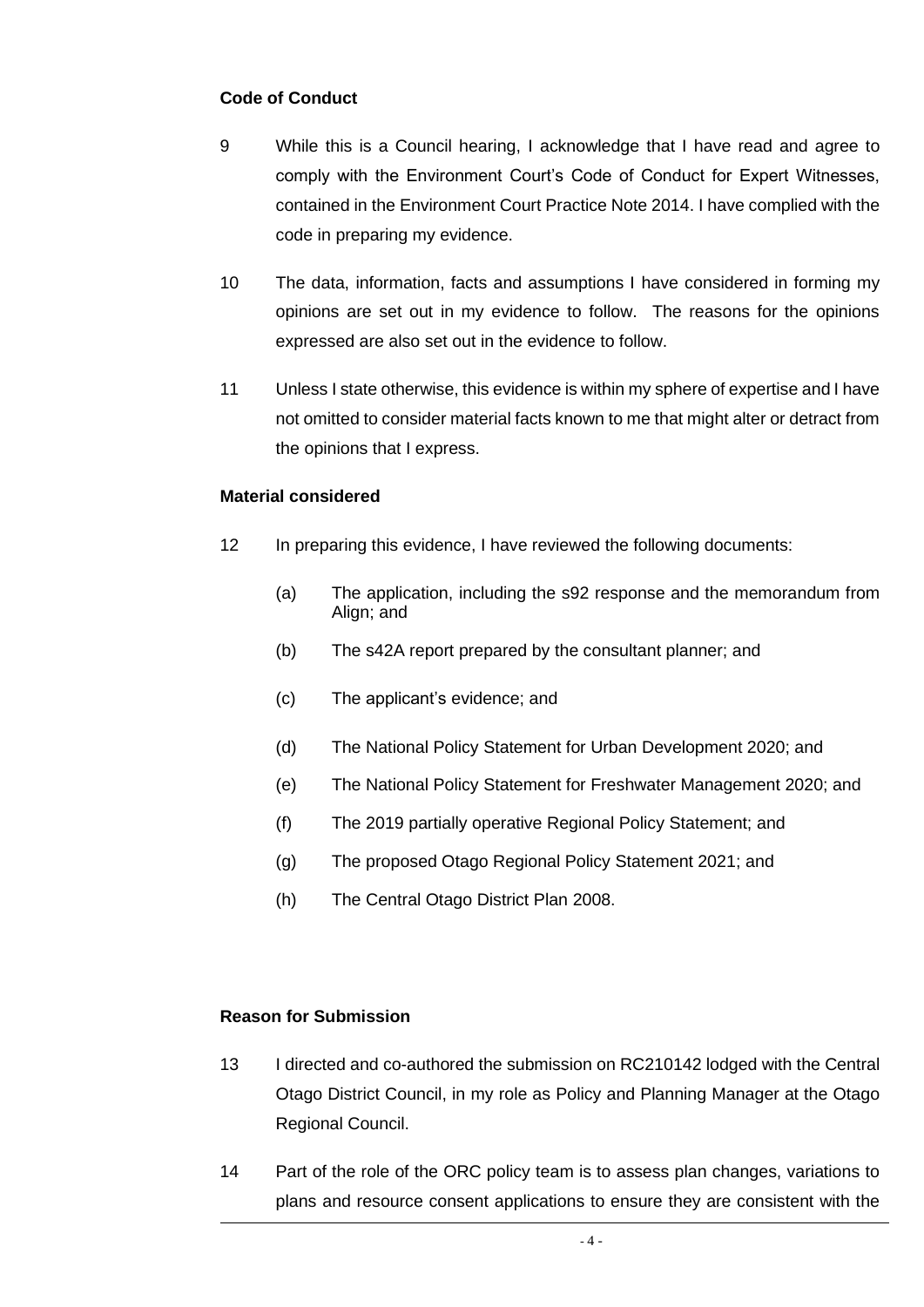**Code of Conduct**

9 While this is a Council hearing, I acknowledge that I have read and agree to comply with the Environment Court's Code of Conduct for Expert Witnesses, contained in the Environment Court Practice Note 2014. I have complied with the code in preparing my evidence.

10 The data, information, facts and assumptions I have considered in forming my opinions are set out in my evidence to follow. The reasons for the opinions expressed are also set out in the evidence to follow.

11 Unless I state otherwise, this evidence is within my sphere of expertise and I have not omitted to consider material facts known to me that might alter or detract from the opinions that I express.

**Material considered**

12 In preparing this evidence, I have reviewed the following documents:

(a) The application, including the s92 response and the memorandum from Align; and

(b) The s42A report prepared by the consultant planner; and

(c) The applicant's evidence; and

(d) The National Policy Statement for Urban Development 2020; and

(e) The National Policy Statement for Freshwater Management 2020; and

(f) The 2019 partially operative Regional Policy Statement; and

(g) The proposed Otago Regional Policy Statement 2021; and

(h) The Central Otago District Plan 2008.

**Reason for Submission**

13 I directed and co-authored the submission on RC210142 lodged with the Central Otago District Council, in my role as Policy and Planning Manager at the Otago Regional Council.

14 Part of the role of the ORC policy team is to assess plan changes, variations to plans and resource consent applications to ensure they are consistent with the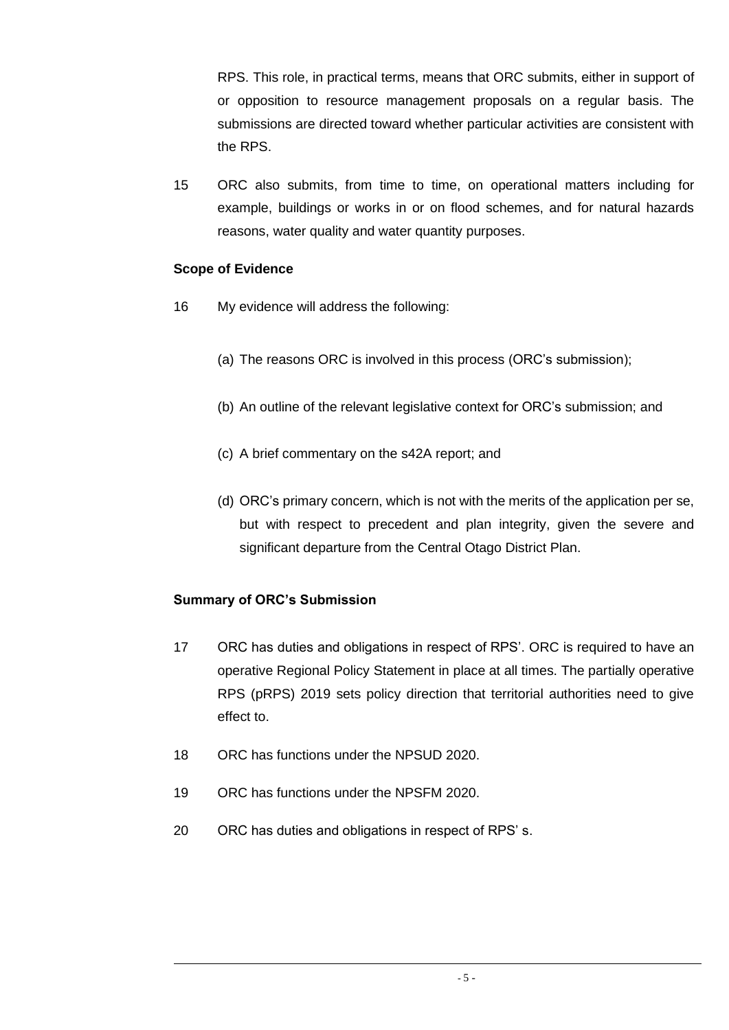RPS. This role, in practical terms, means that ORC submits, either in support of or opposition to resource management proposals on a regular basis. The submissions are directed toward whether particular activities are consistent with the RPS.

15 ORC also submits, from time to time, on operational matters including for example, buildings or works in or on flood schemes, and for natural hazards reasons, water quality and water quantity purposes.

**Scope of Evidence**

16 My evidence will address the following:

(a) The reasons ORC is involved in this process (ORC's submission);

(b) An outline of the relevant legislative context for ORC's submission; and

(c) A brief commentary on the s42A report; and

(d) ORC's primary concern, which is not with the merits of the application per se, but with respect to precedent and plan integrity, given the severe and significant departure from the Central Otago District Plan.

**Summary of ORC's Submission**

17 ORC has duties and obligations in respect of RPS'. ORC is required to have an operative Regional Policy Statement in place at all times. The partially operative RPS (pRPS) 2019 sets policy direction that territorial authorities need to give effect to.

18 ORC has functions under the NPSUD 2020.

19 ORC has functions under the NPSFM 2020.

20 ORC has duties and obligations in respect of RPS' s.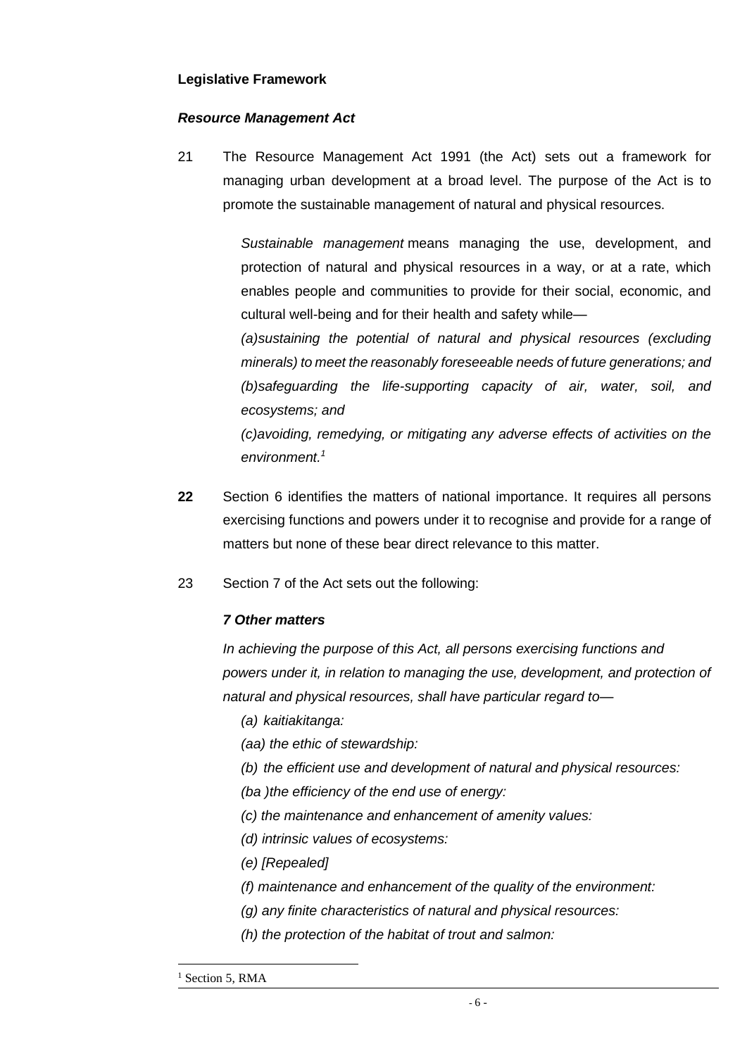**Legislative Framework**

***Resource Management Act***

21 The Resource Management Act 1991 (the Act) sets out a framework for managing urban development at a broad level. The purpose of the Act is to promote the sustainable management of natural and physical resources.

> *Sustainable management* means managing the use, development, and protection of natural and physical resources in a way, or at a rate, which enables people and communities to provide for their social, economic, and cultural well-being and for their health and safety while—
>
> *(a)sustaining the potential of natural and physical resources (excluding minerals) to meet the reasonably foreseeable needs of future generations; and*
>
> *(b)safeguarding the life-supporting capacity of air, water, soil, and ecosystems; and*
>
> *(c)avoiding, remedying, or mitigating any adverse effects of activities on the environment.*[1]

**22** Section 6 identifies the matters of national importance. It requires all persons exercising functions and powers under it to recognise and provide for a range of matters but none of these bear direct relevance to this matter.

23 Section 7 of the Act sets out the following:

> ***7 Other matters***
>
> *In achieving the purpose of this Act, all persons exercising functions and powers under it, in relation to managing the use, development, and protection of natural and physical resources, shall have particular regard to—*
>
> *(a) kaitiakitanga:*
>
> *(aa) the ethic of stewardship:*
>
> *(b) the efficient use and development of natural and physical resources:*
>
> *(ba )the efficiency of the end use of energy:*
>
> *(c) the maintenance and enhancement of amenity values:*
>
> *(d) intrinsic values of ecosystems:*
>
> *(e) [Repealed]*
>
> *(f) maintenance and enhancement of the quality of the environment:*
>
> *(g) any finite characteristics of natural and physical resources:*
>
> *(h) the protection of the habitat of trout and salmon:*

[1] Section 5, RMA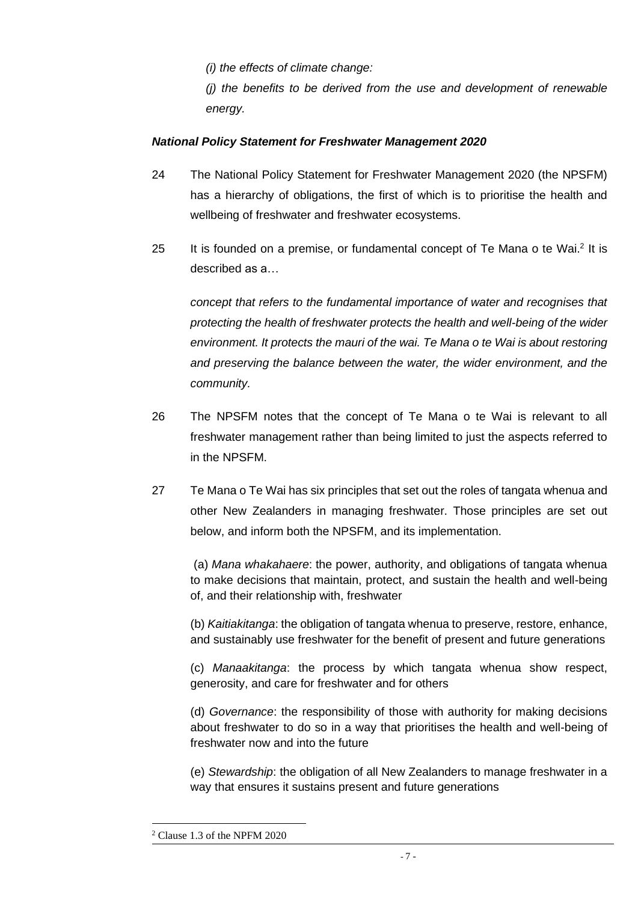*(i) the effects of climate change:*

*(j) the benefits to be derived from the use and development of renewable energy.*

***National Policy Statement for Freshwater Management 2020***

24 The National Policy Statement for Freshwater Management 2020 (the NPSFM) has a hierarchy of obligations, the first of which is to prioritise the health and wellbeing of freshwater and freshwater ecosystems.

25 It is founded on a premise, or fundamental concept of Te Mana o te Wai.[2] It is described as a…

> *concept that refers to the fundamental importance of water and recognises that protecting the health of freshwater protects the health and well-being of the wider environment. It protects the mauri of the wai. Te Mana o te Wai is about restoring and preserving the balance between the water, the wider environment, and the community.*

26 The NPSFM notes that the concept of Te Mana o te Wai is relevant to all freshwater management rather than being limited to just the aspects referred to in the NPSFM.

27 Te Mana o Te Wai has six principles that set out the roles of tangata whenua and other New Zealanders in managing freshwater. Those principles are set out below, and inform both the NPSFM, and its implementation.

> (a) *Mana whakahaere*: the power, authority, and obligations of tangata whenua to make decisions that maintain, protect, and sustain the health and well-being of, and their relationship with, freshwater
>
> (b) *Kaitiakitanga*: the obligation of tangata whenua to preserve, restore, enhance, and sustainably use freshwater for the benefit of present and future generations
>
> (c) *Manaakitanga*: the process by which tangata whenua show respect, generosity, and care for freshwater and for others
>
> (d) *Governance*: the responsibility of those with authority for making decisions about freshwater to do so in a way that prioritises the health and well-being of freshwater now and into the future
>
> (e) *Stewardship*: the obligation of all New Zealanders to manage freshwater in a way that ensures it sustains present and future generations

---

[2] Clause 1.3 of the NPFM 2020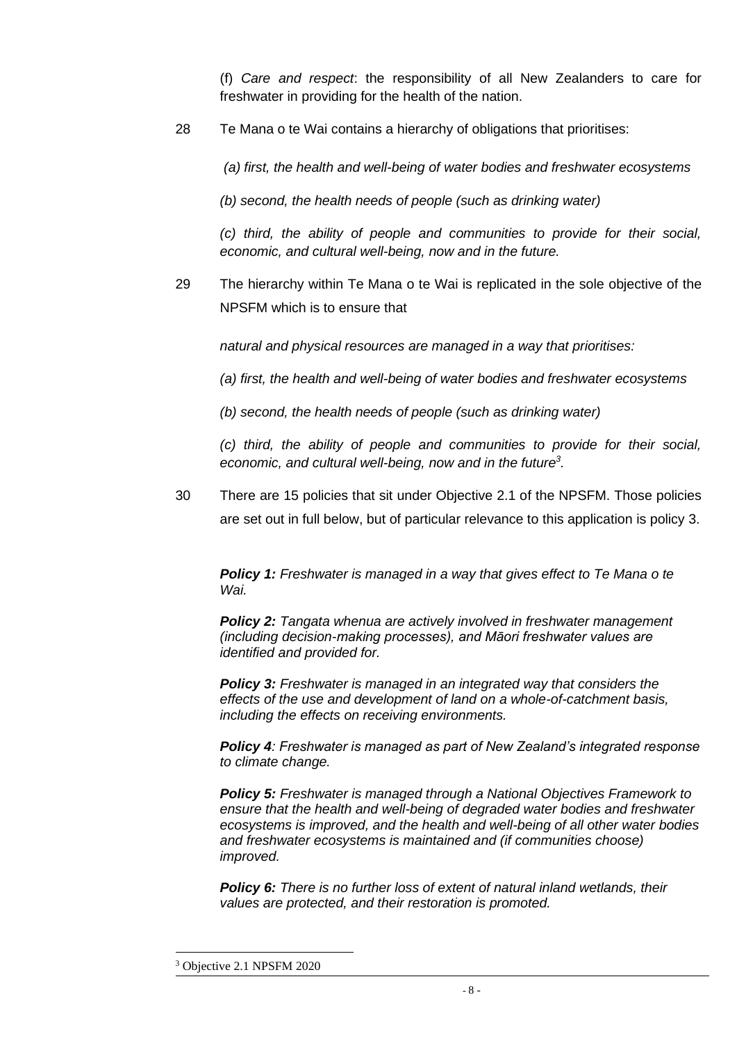(f) *Care and respect*: the responsibility of all New Zealanders to care for freshwater in providing for the health of the nation.

28 Te Mana o te Wai contains a hierarchy of obligations that prioritises:

*(a) first, the health and well-being of water bodies and freshwater ecosystems*

*(b) second, the health needs of people (such as drinking water)*

*(c) third, the ability of people and communities to provide for their social, economic, and cultural well-being, now and in the future.*

29 The hierarchy within Te Mana o te Wai is replicated in the sole objective of the NPSFM which is to ensure that

*natural and physical resources are managed in a way that prioritises:*

*(a) first, the health and well-being of water bodies and freshwater ecosystems*

*(b) second, the health needs of people (such as drinking water)*

*(c) third, the ability of people and communities to provide for their social, economic, and cultural well-being, now and in the future*[3].

30 There are 15 policies that sit under Objective 2.1 of the NPSFM. Those policies are set out in full below, but of particular relevance to this application is policy 3.

***Policy 1:*** *Freshwater is managed in a way that gives effect to Te Mana o te Wai.*

***Policy 2:*** *Tangata whenua are actively involved in freshwater management (including decision-making processes), and Māori freshwater values are identified and provided for.*

***Policy 3:*** *Freshwater is managed in an integrated way that considers the effects of the use and development of land on a whole-of-catchment basis, including the effects on receiving environments.*

***Policy 4****: Freshwater is managed as part of New Zealand's integrated response to climate change.*

***Policy 5:*** *Freshwater is managed through a National Objectives Framework to ensure that the health and well-being of degraded water bodies and freshwater ecosystems is improved, and the health and well-being of all other water bodies and freshwater ecosystems is maintained and (if communities choose) improved.*

***Policy 6:*** *There is no further loss of extent of natural inland wetlands, their values are protected, and their restoration is promoted.*

[3] Objective 2.1 NPSFM 2020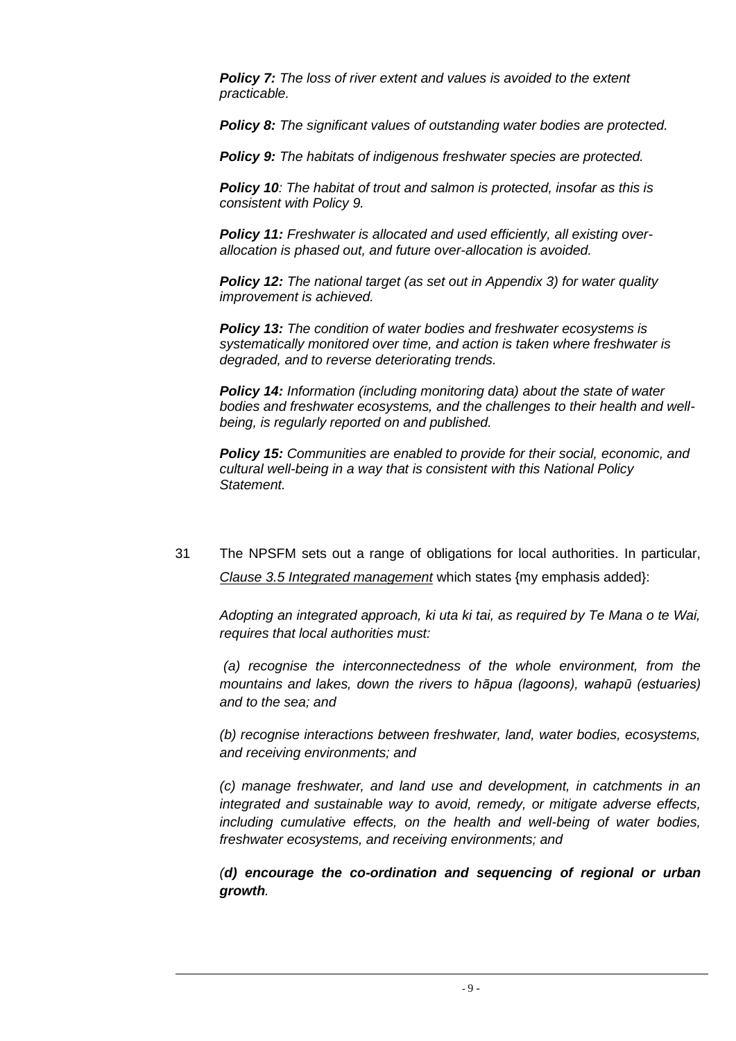> ***Policy 7:*** *The loss of river extent and values is avoided to the extent practicable.*
>
> ***Policy 8:*** *The significant values of outstanding water bodies are protected.*
>
> ***Policy 9:*** *The habitats of indigenous freshwater species are protected.*
>
> ***Policy 10****: The habitat of trout and salmon is protected, insofar as this is consistent with Policy 9.*
>
> ***Policy 11:*** *Freshwater is allocated and used efficiently, all existing over-allocation is phased out, and future over-allocation is avoided.*
>
> ***Policy 12:*** *The national target (as set out in Appendix 3) for water quality improvement is achieved.*
>
> ***Policy 13:*** *The condition of water bodies and freshwater ecosystems is systematically monitored over time, and action is taken where freshwater is degraded, and to reverse deteriorating trends.*
>
> ***Policy 14:*** *Information (including monitoring data) about the state of water bodies and freshwater ecosystems, and the challenges to their health and well-being, is regularly reported on and published.*
>
> ***Policy 15:*** *Communities are enabled to provide for their social, economic, and cultural well-being in a way that is consistent with this National Policy Statement.*

31 The NPSFM sets out a range of obligations for local authorities. In particular, *Clause 3.5 Integrated management* which states {my emphasis added}:

> *Adopting an integrated approach, ki uta ki tai, as required by Te Mana o te Wai, requires that local authorities must:*
>
> *(a) recognise the interconnectedness of the whole environment, from the mountains and lakes, down the rivers to hāpua (lagoons), wahapū (estuaries) and to the sea; and*
>
> *(b) recognise interactions between freshwater, land, water bodies, ecosystems, and receiving environments; and*
>
> *(c) manage freshwater, and land use and development, in catchments in an integrated and sustainable way to avoid, remedy, or mitigate adverse effects, including cumulative effects, on the health and well-being of water bodies, freshwater ecosystems, and receiving environments; and*
>
> *(**d) encourage the co-ordination and sequencing of regional or urban growth**.*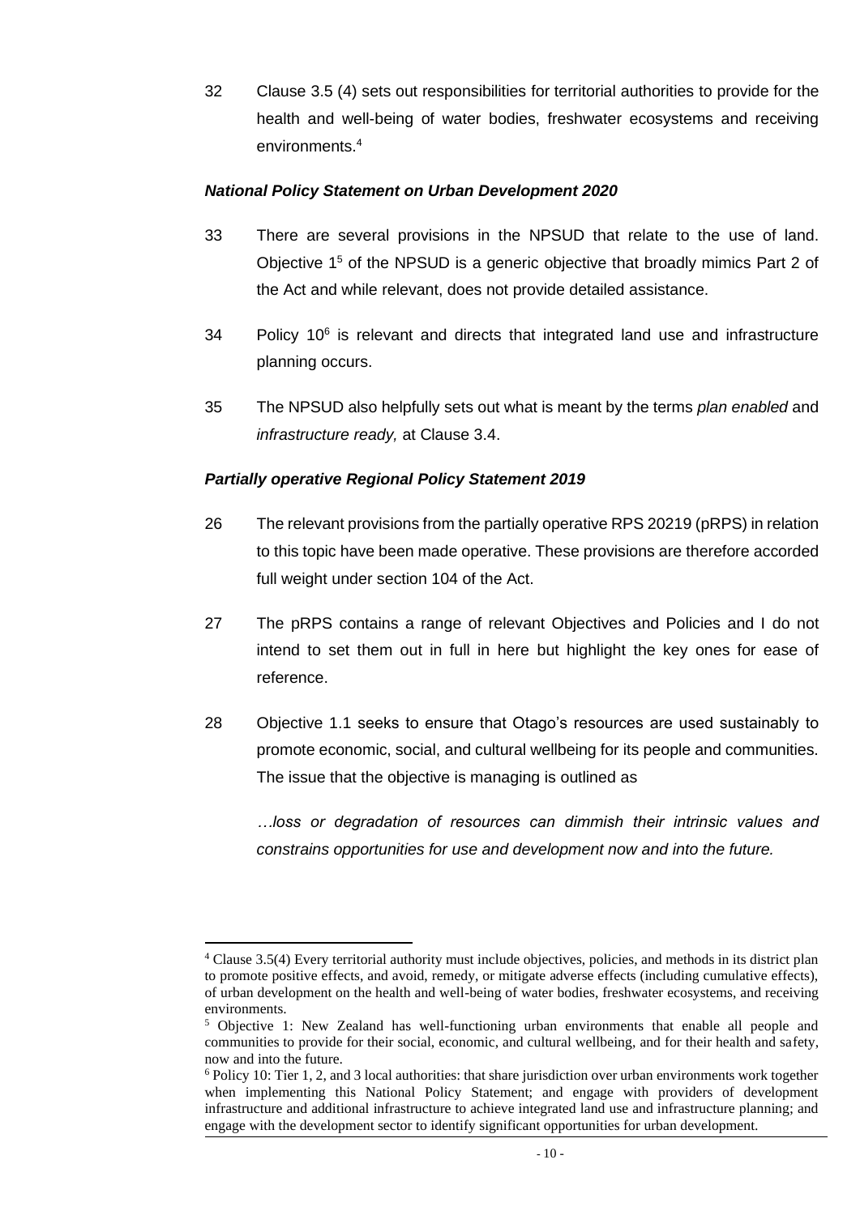32 Clause 3.5 (4) sets out responsibilities for territorial authorities to provide for the health and well-being of water bodies, freshwater ecosystems and receiving environments.[4]

### *National Policy Statement on Urban Development 2020*

33 There are several provisions in the NPSUD that relate to the use of land. Objective 1[5] of the NPSUD is a generic objective that broadly mimics Part 2 of the Act and while relevant, does not provide detailed assistance.

34 Policy 10[6] is relevant and directs that integrated land use and infrastructure planning occurs.

35 The NPSUD also helpfully sets out what is meant by the terms *plan enabled* and *infrastructure ready,* at Clause 3.4.

### *Partially operative Regional Policy Statement 2019*

26 The relevant provisions from the partially operative RPS 20219 (pRPS) in relation to this topic have been made operative. These provisions are therefore accorded full weight under section 104 of the Act.

27 The pRPS contains a range of relevant Objectives and Policies and I do not intend to set them out in full in here but highlight the key ones for ease of reference.

28 Objective 1.1 seeks to ensure that Otago's resources are used sustainably to promote economic, social, and cultural wellbeing for its people and communities. The issue that the objective is managing is outlined as

*…loss or degradation of resources can dimmish their intrinsic values and constrains opportunities for use and development now and into the future.*

---

[4] Clause 3.5(4) Every territorial authority must include objectives, policies, and methods in its district plan to promote positive effects, and avoid, remedy, or mitigate adverse effects (including cumulative effects), of urban development on the health and well-being of water bodies, freshwater ecosystems, and receiving environments.

[5] Objective 1: New Zealand has well-functioning urban environments that enable all people and communities to provide for their social, economic, and cultural wellbeing, and for their health and safety, now and into the future.

[6] Policy 10: Tier 1, 2, and 3 local authorities: that share jurisdiction over urban environments work together when implementing this National Policy Statement; and engage with providers of development infrastructure and additional infrastructure to achieve integrated land use and infrastructure planning; and engage with the development sector to identify significant opportunities for urban development.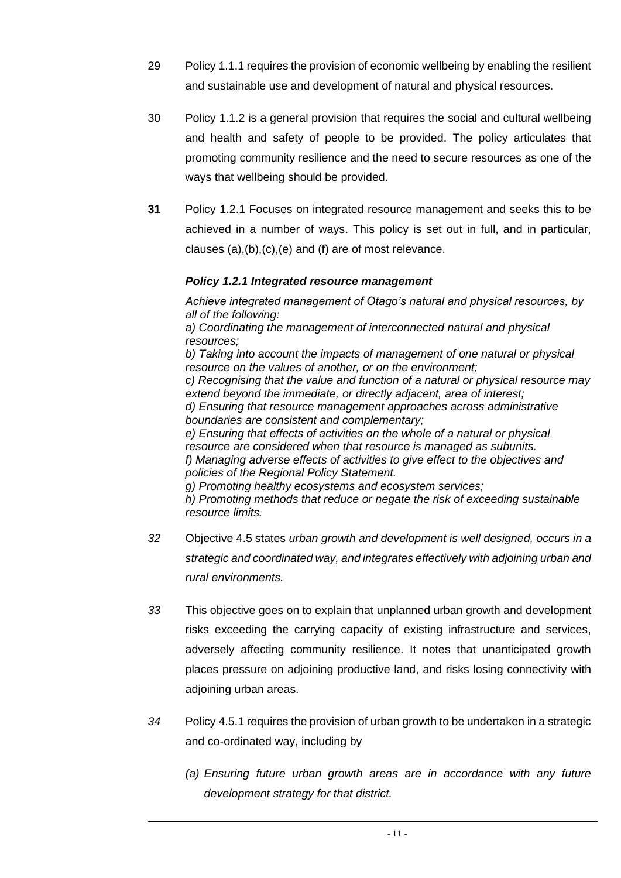29 Policy 1.1.1 requires the provision of economic wellbeing by enabling the resilient and sustainable use and development of natural and physical resources.

30 Policy 1.1.2 is a general provision that requires the social and cultural wellbeing and health and safety of people to be provided. The policy articulates that promoting community resilience and the need to secure resources as one of the ways that wellbeing should be provided.

**31** Policy 1.2.1 Focuses on integrated resource management and seeks this to be achieved in a number of ways. This policy is set out in full, and in particular, clauses (a),(b),(c),(e) and (f) are of most relevance.

> ***Policy 1.2.1 Integrated resource management***
>
> *Achieve integrated management of Otago's natural and physical resources, by all of the following:*
> *a) Coordinating the management of interconnected natural and physical resources;*
> *b) Taking into account the impacts of management of one natural or physical resource on the values of another, or on the environment;*
> *c) Recognising that the value and function of a natural or physical resource may extend beyond the immediate, or directly adjacent, area of interest;*
> *d) Ensuring that resource management approaches across administrative boundaries are consistent and complementary;*
> *e) Ensuring that effects of activities on the whole of a natural or physical resource are considered when that resource is managed as subunits.*
> *f) Managing adverse effects of activities to give effect to the objectives and policies of the Regional Policy Statement.*
> *g) Promoting healthy ecosystems and ecosystem services;*
> *h) Promoting methods that reduce or negate the risk of exceeding sustainable resource limits.*

*32* Objective 4.5 states *urban growth and development is well designed, occurs in a strategic and coordinated way, and integrates effectively with adjoining urban and rural environments.*

*33* This objective goes on to explain that unplanned urban growth and development risks exceeding the carrying capacity of existing infrastructure and services, adversely affecting community resilience. It notes that unanticipated growth places pressure on adjoining productive land, and risks losing connectivity with adjoining urban areas.

*34* Policy 4.5.1 requires the provision of urban growth to be undertaken in a strategic and co-ordinated way, including by

*(a) Ensuring future urban growth areas are in accordance with any future development strategy for that district.*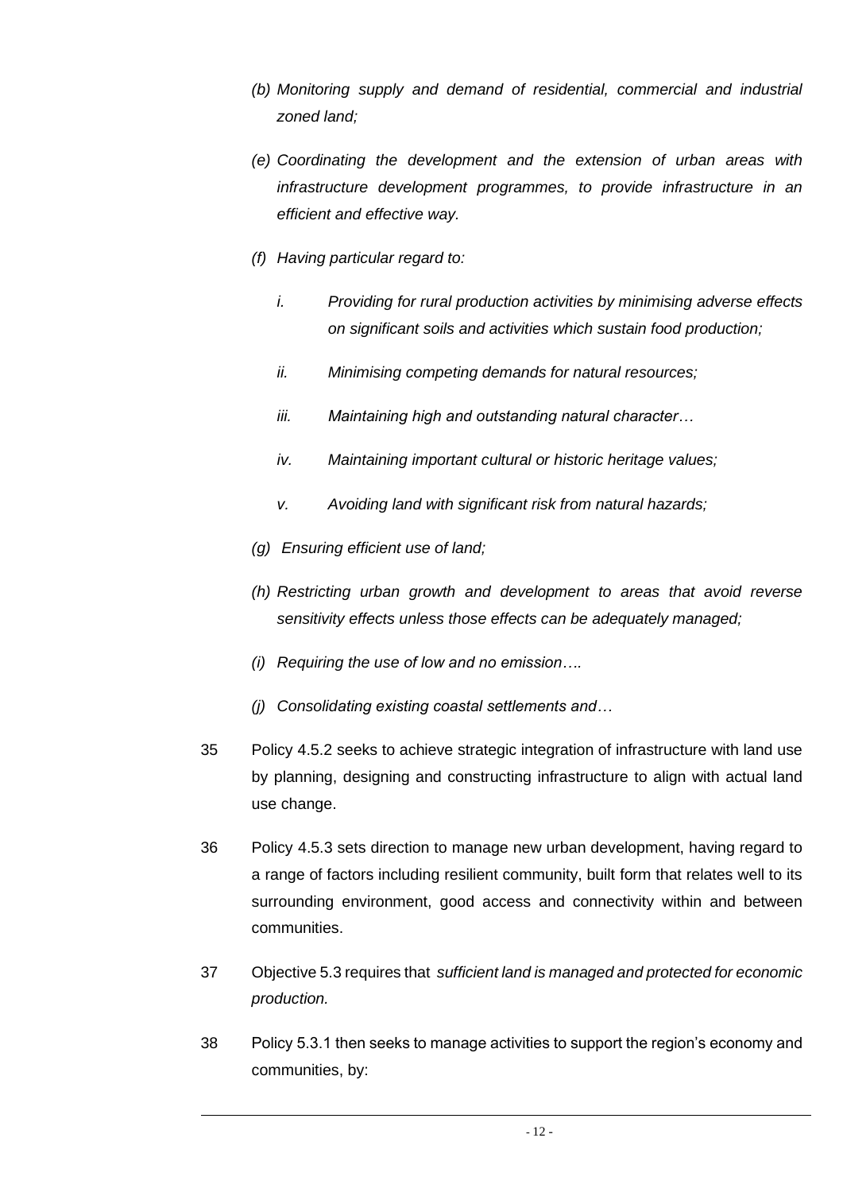- *(b) Monitoring supply and demand of residential, commercial and industrial zoned land;*
- *(e) Coordinating the development and the extension of urban areas with infrastructure development programmes, to provide infrastructure in an efficient and effective way.*
- *(f) Having particular regard to:*
  - *i. Providing for rural production activities by minimising adverse effects on significant soils and activities which sustain food production;*
  - *ii. Minimising competing demands for natural resources;*
  - *iii. Maintaining high and outstanding natural character…*
  - *iv. Maintaining important cultural or historic heritage values;*
  - *v. Avoiding land with significant risk from natural hazards;*
- *(g) Ensuring efficient use of land;*
- *(h) Restricting urban growth and development to areas that avoid reverse sensitivity effects unless those effects can be adequately managed;*
- *(i) Requiring the use of low and no emission….*
- *(j) Consolidating existing coastal settlements and…*

35 Policy 4.5.2 seeks to achieve strategic integration of infrastructure with land use by planning, designing and constructing infrastructure to align with actual land use change.

36 Policy 4.5.3 sets direction to manage new urban development, having regard to a range of factors including resilient community, built form that relates well to its surrounding environment, good access and connectivity within and between communities.

37 Objective 5.3 requires that *sufficient land is managed and protected for economic production.*

38 Policy 5.3.1 then seeks to manage activities to support the region's economy and communities, by: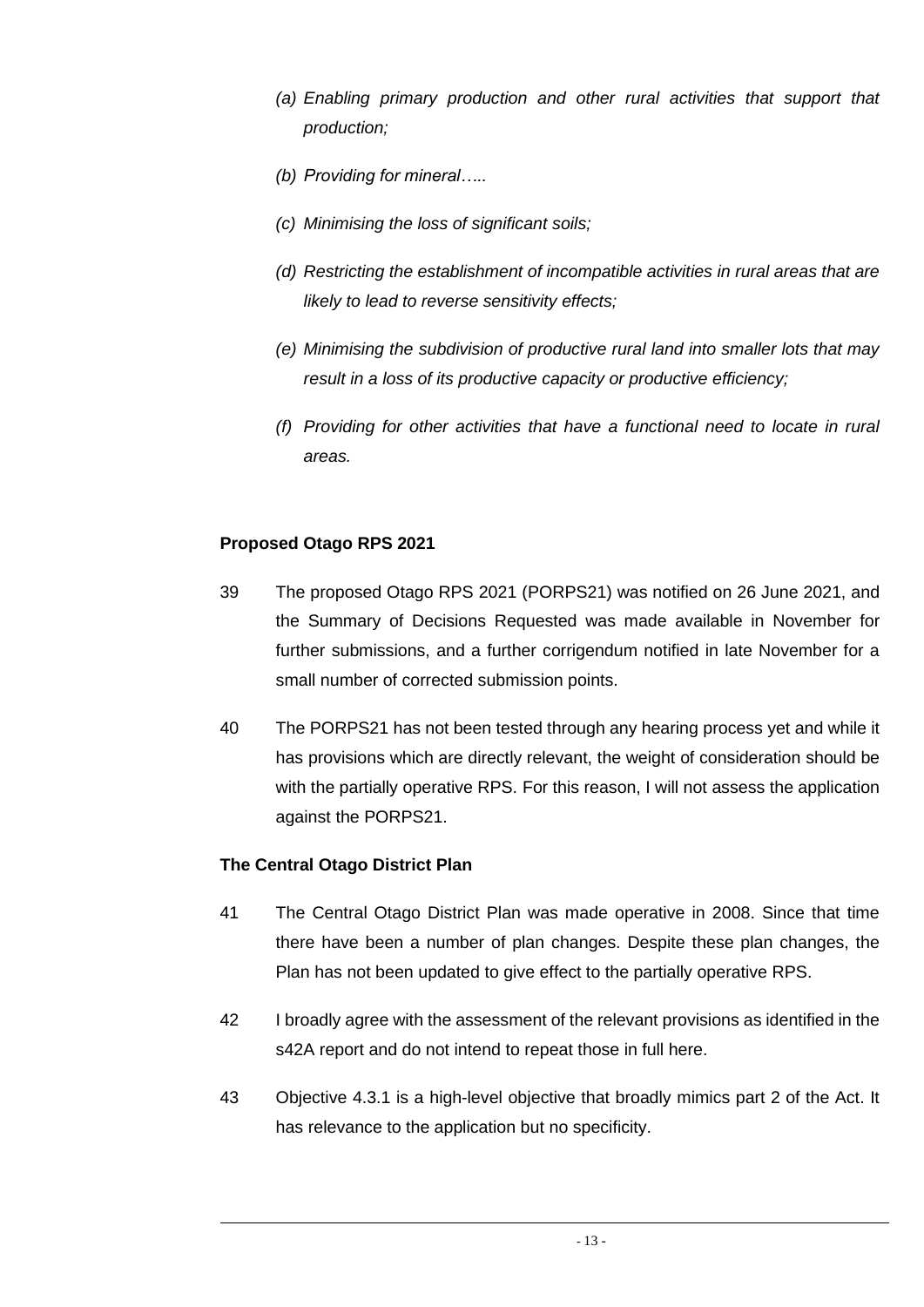> (a) *Enabling primary production and other rural activities that support that production;*
>
> (b) *Providing for mineral…..*
>
> (c) *Minimising the loss of significant soils;*
>
> (d) *Restricting the establishment of incompatible activities in rural areas that are likely to lead to reverse sensitivity effects;*
>
> (e) *Minimising the subdivision of productive rural land into smaller lots that may result in a loss of its productive capacity or productive efficiency;*
>
> (f) *Providing for other activities that have a functional need to locate in rural areas.*

**Proposed Otago RPS 2021**

39 The proposed Otago RPS 2021 (PORPS21) was notified on 26 June 2021, and the Summary of Decisions Requested was made available in November for further submissions, and a further corrigendum notified in late November for a small number of corrected submission points.

40 The PORPS21 has not been tested through any hearing process yet and while it has provisions which are directly relevant, the weight of consideration should be with the partially operative RPS. For this reason, I will not assess the application against the PORPS21.

**The Central Otago District Plan**

41 The Central Otago District Plan was made operative in 2008. Since that time there have been a number of plan changes. Despite these plan changes, the Plan has not been updated to give effect to the partially operative RPS.

42 I broadly agree with the assessment of the relevant provisions as identified in the s42A report and do not intend to repeat those in full here.

43 Objective 4.3.1 is a high-level objective that broadly mimics part 2 of the Act. It has relevance to the application but no specificity.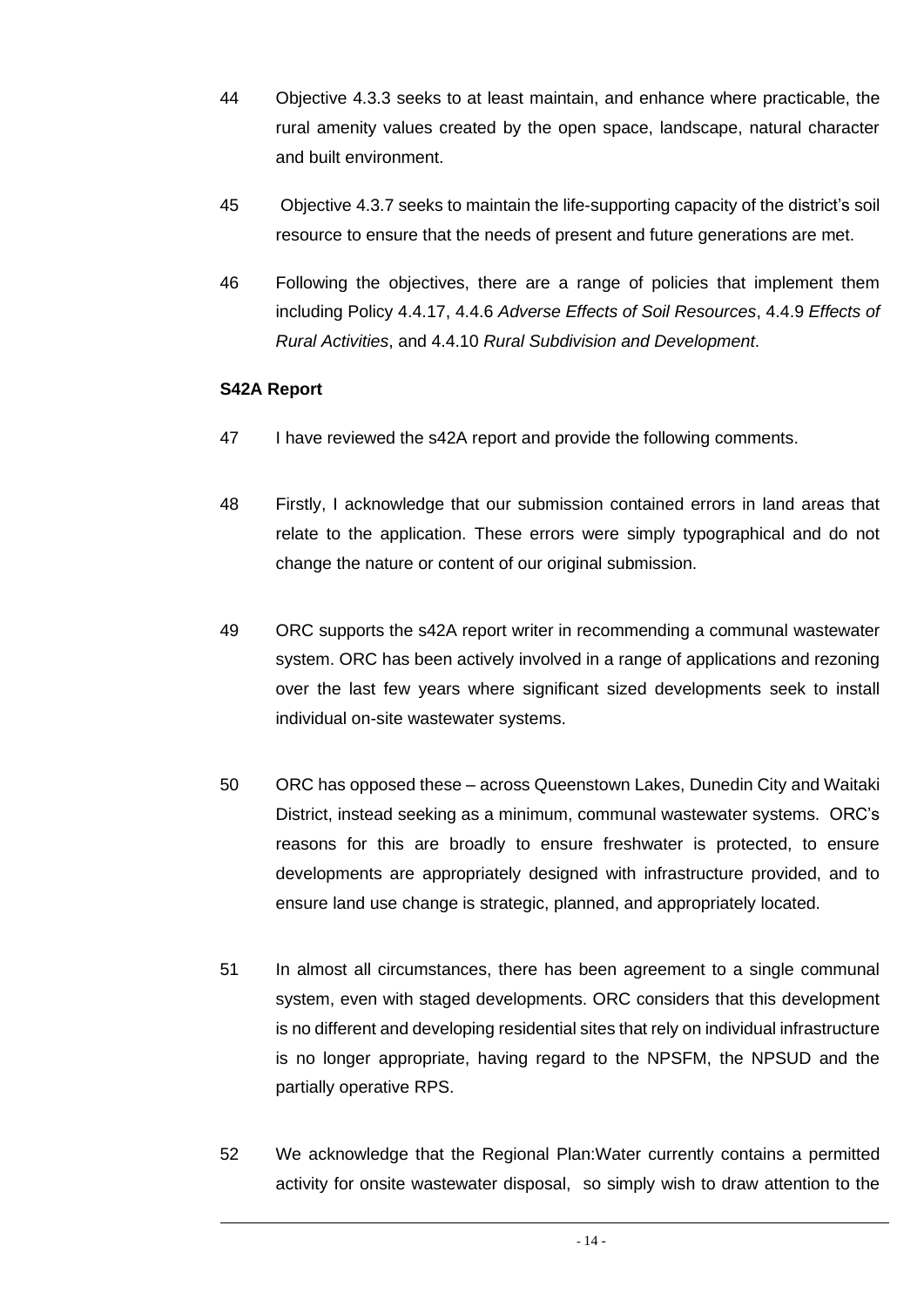44 Objective 4.3.3 seeks to at least maintain, and enhance where practicable, the rural amenity values created by the open space, landscape, natural character and built environment.

45 Objective 4.3.7 seeks to maintain the life-supporting capacity of the district's soil resource to ensure that the needs of present and future generations are met.

46 Following the objectives, there are a range of policies that implement them including Policy 4.4.17, 4.4.6 *Adverse Effects of Soil Resources*, 4.4.9 *Effects of Rural Activities*, and 4.4.10 *Rural Subdivision and Development*.

**S42A Report**

47 I have reviewed the s42A report and provide the following comments.

48 Firstly, I acknowledge that our submission contained errors in land areas that relate to the application. These errors were simply typographical and do not change the nature or content of our original submission.

49 ORC supports the s42A report writer in recommending a communal wastewater system. ORC has been actively involved in a range of applications and rezoning over the last few years where significant sized developments seek to install individual on-site wastewater systems.

50 ORC has opposed these – across Queenstown Lakes, Dunedin City and Waitaki District, instead seeking as a minimum, communal wastewater systems. ORC's reasons for this are broadly to ensure freshwater is protected, to ensure developments are appropriately designed with infrastructure provided, and to ensure land use change is strategic, planned, and appropriately located.

51 In almost all circumstances, there has been agreement to a single communal system, even with staged developments. ORC considers that this development is no different and developing residential sites that rely on individual infrastructure is no longer appropriate, having regard to the NPSFM, the NPSUD and the partially operative RPS.

52 We acknowledge that the Regional Plan:Water currently contains a permitted activity for onsite wastewater disposal, so simply wish to draw attention to the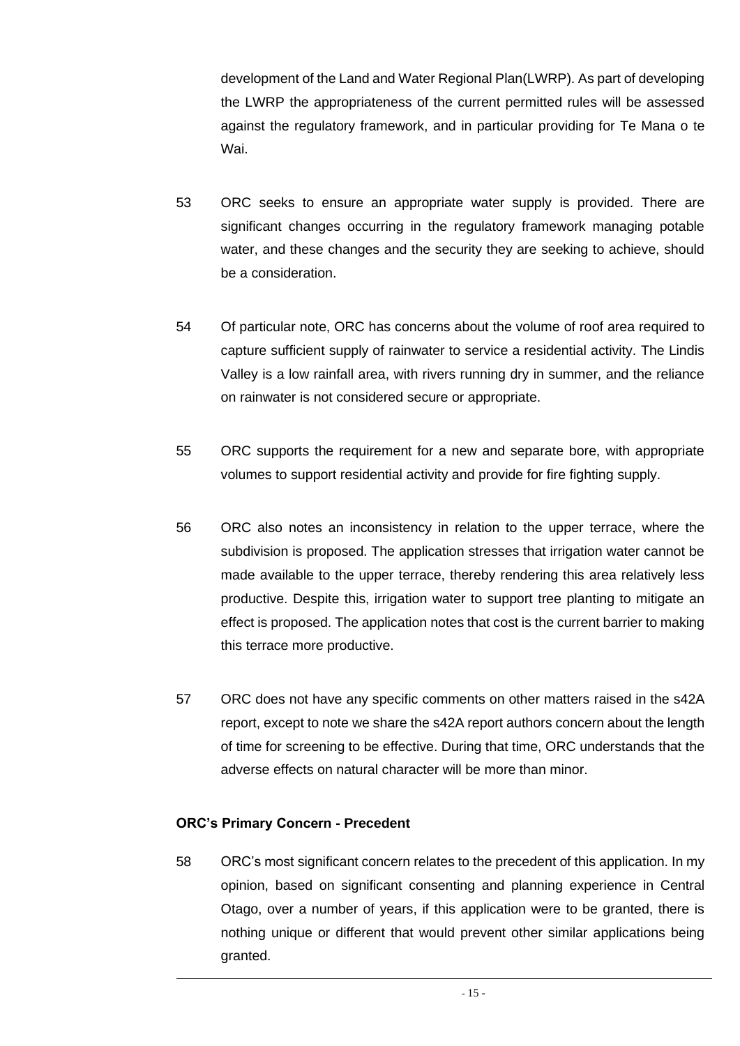development of the Land and Water Regional Plan(LWRP). As part of developing the LWRP the appropriateness of the current permitted rules will be assessed against the regulatory framework, and in particular providing for Te Mana o te Wai.

53 ORC seeks to ensure an appropriate water supply is provided. There are significant changes occurring in the regulatory framework managing potable water, and these changes and the security they are seeking to achieve, should be a consideration.

54 Of particular note, ORC has concerns about the volume of roof area required to capture sufficient supply of rainwater to service a residential activity. The Lindis Valley is a low rainfall area, with rivers running dry in summer, and the reliance on rainwater is not considered secure or appropriate.

55 ORC supports the requirement for a new and separate bore, with appropriate volumes to support residential activity and provide for fire fighting supply.

56 ORC also notes an inconsistency in relation to the upper terrace, where the subdivision is proposed. The application stresses that irrigation water cannot be made available to the upper terrace, thereby rendering this area relatively less productive. Despite this, irrigation water to support tree planting to mitigate an effect is proposed. The application notes that cost is the current barrier to making this terrace more productive.

57 ORC does not have any specific comments on other matters raised in the s42A report, except to note we share the s42A report authors concern about the length of time for screening to be effective. During that time, ORC understands that the adverse effects on natural character will be more than minor.

**ORC's Primary Concern - Precedent**

58 ORC's most significant concern relates to the precedent of this application. In my opinion, based on significant consenting and planning experience in Central Otago, over a number of years, if this application were to be granted, there is nothing unique or different that would prevent other similar applications being granted.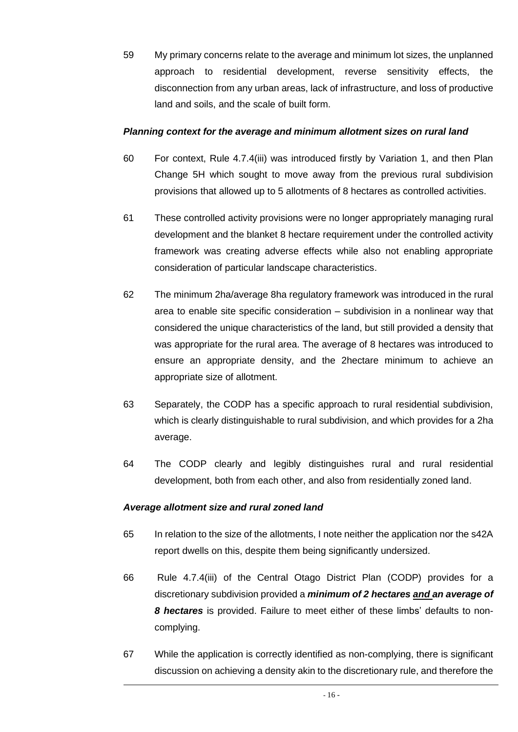59 My primary concerns relate to the average and minimum lot sizes, the unplanned approach to residential development, reverse sensitivity effects, the disconnection from any urban areas, lack of infrastructure, and loss of productive land and soils, and the scale of built form.

### *Planning context for the average and minimum allotment sizes on rural land*

60 For context, Rule 4.7.4(iii) was introduced firstly by Variation 1, and then Plan Change 5H which sought to move away from the previous rural subdivision provisions that allowed up to 5 allotments of 8 hectares as controlled activities.

61 These controlled activity provisions were no longer appropriately managing rural development and the blanket 8 hectare requirement under the controlled activity framework was creating adverse effects while also not enabling appropriate consideration of particular landscape characteristics.

62 The minimum 2ha/average 8ha regulatory framework was introduced in the rural area to enable site specific consideration – subdivision in a nonlinear way that considered the unique characteristics of the land, but still provided a density that was appropriate for the rural area. The average of 8 hectares was introduced to ensure an appropriate density, and the 2hectare minimum to achieve an appropriate size of allotment.

63 Separately, the CODP has a specific approach to rural residential subdivision, which is clearly distinguishable to rural subdivision, and which provides for a 2ha average.

64 The CODP clearly and legibly distinguishes rural and rural residential development, both from each other, and also from residentially zoned land.

### *Average allotment size and rural zoned land*

65 In relation to the size of the allotments, I note neither the application nor the s42A report dwells on this, despite them being significantly undersized.

66 Rule 4.7.4(iii) of the Central Otago District Plan (CODP) provides for a discretionary subdivision provided a ***minimum of 2 hectares <u>and</u> an average of 8 hectares*** is provided. Failure to meet either of these limbs' defaults to non-complying.

67 While the application is correctly identified as non-complying, there is significant discussion on achieving a density akin to the discretionary rule, and therefore the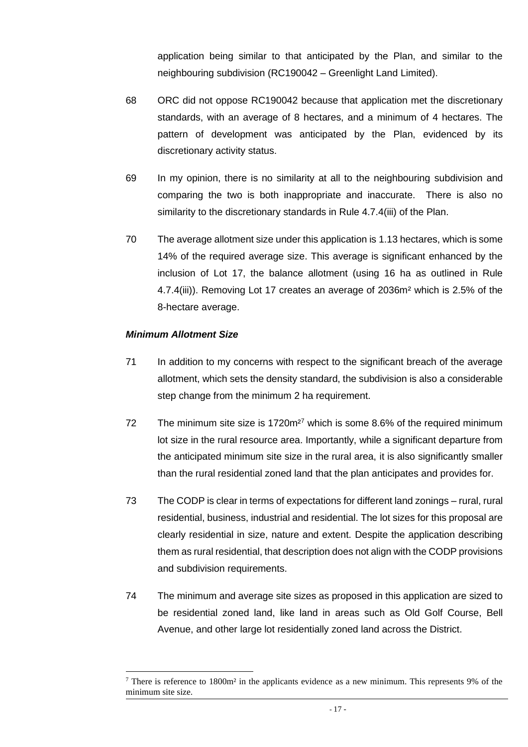application being similar to that anticipated by the Plan, and similar to the neighbouring subdivision (RC190042 – Greenlight Land Limited).

68 ORC did not oppose RC190042 because that application met the discretionary standards, with an average of 8 hectares, and a minimum of 4 hectares. The pattern of development was anticipated by the Plan, evidenced by its discretionary activity status.

69 In my opinion, there is no similarity at all to the neighbouring subdivision and comparing the two is both inappropriate and inaccurate. There is also no similarity to the discretionary standards in Rule 4.7.4(iii) of the Plan.

70 The average allotment size under this application is 1.13 hectares, which is some 14% of the required average size. This average is significant enhanced by the inclusion of Lot 17, the balance allotment (using 16 ha as outlined in Rule 4.7.4(iii)). Removing Lot 17 creates an average of 2036m² which is 2.5% of the 8-hectare average.

***Minimum Allotment Size***

71 In addition to my concerns with respect to the significant breach of the average allotment, which sets the density standard, the subdivision is also a considerable step change from the minimum 2 ha requirement.

72 The minimum site size is 1720m²[7] which is some 8.6% of the required minimum lot size in the rural resource area. Importantly, while a significant departure from the anticipated minimum site size in the rural area, it is also significantly smaller than the rural residential zoned land that the plan anticipates and provides for.

73 The CODP is clear in terms of expectations for different land zonings – rural, rural residential, business, industrial and residential. The lot sizes for this proposal are clearly residential in size, nature and extent. Despite the application describing them as rural residential, that description does not align with the CODP provisions and subdivision requirements.

74 The minimum and average site sizes as proposed in this application are sized to be residential zoned land, like land in areas such as Old Golf Course, Bell Avenue, and other large lot residentially zoned land across the District.

---

[7] There is reference to 1800m² in the applicants evidence as a new minimum. This represents 9% of the minimum site size.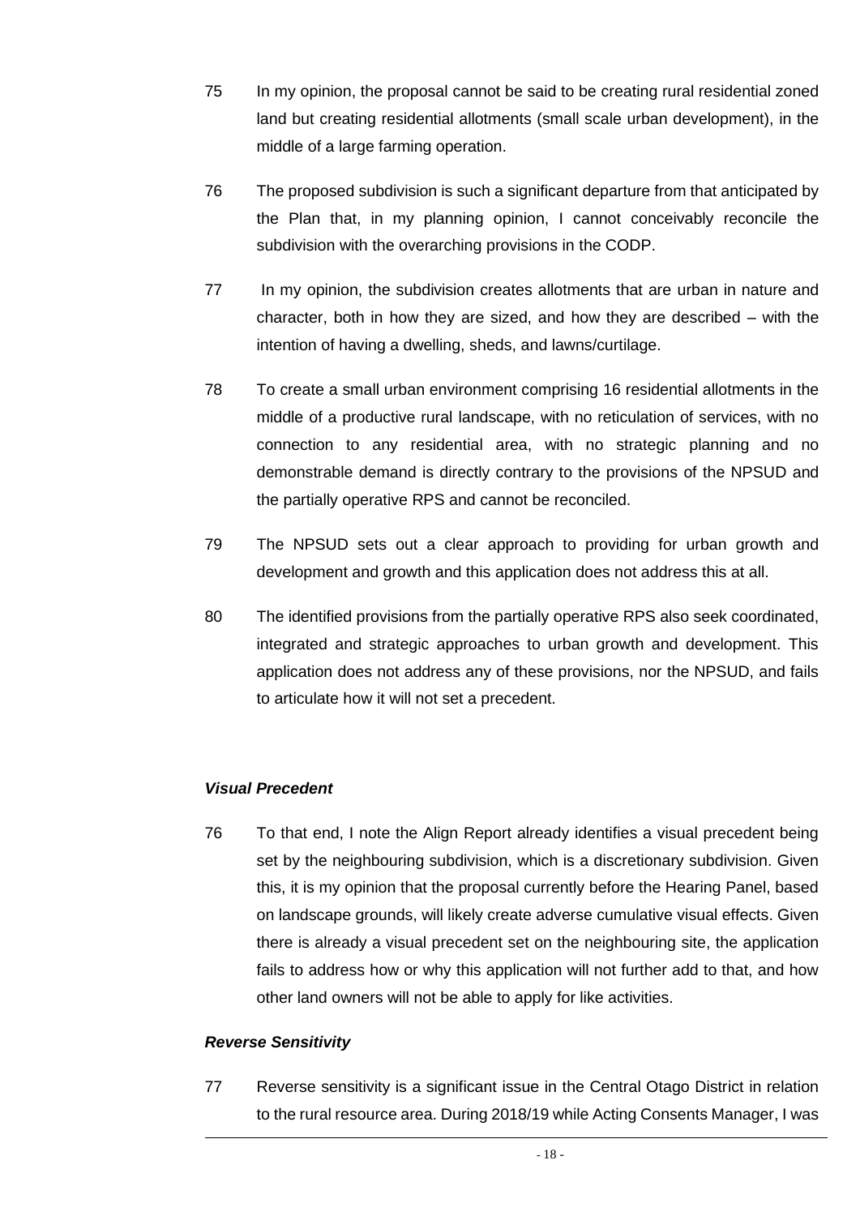75 In my opinion, the proposal cannot be said to be creating rural residential zoned land but creating residential allotments (small scale urban development), in the middle of a large farming operation.

76 The proposed subdivision is such a significant departure from that anticipated by the Plan that, in my planning opinion, I cannot conceivably reconcile the subdivision with the overarching provisions in the CODP.

77 In my opinion, the subdivision creates allotments that are urban in nature and character, both in how they are sized, and how they are described – with the intention of having a dwelling, sheds, and lawns/curtilage.

78 To create a small urban environment comprising 16 residential allotments in the middle of a productive rural landscape, with no reticulation of services, with no connection to any residential area, with no strategic planning and no demonstrable demand is directly contrary to the provisions of the NPSUD and the partially operative RPS and cannot be reconciled.

79 The NPSUD sets out a clear approach to providing for urban growth and development and growth and this application does not address this at all.

80 The identified provisions from the partially operative RPS also seek coordinated, integrated and strategic approaches to urban growth and development. This application does not address any of these provisions, nor the NPSUD, and fails to articulate how it will not set a precedent.

***Visual Precedent***

76 To that end, I note the Align Report already identifies a visual precedent being set by the neighbouring subdivision, which is a discretionary subdivision. Given this, it is my opinion that the proposal currently before the Hearing Panel, based on landscape grounds, will likely create adverse cumulative visual effects. Given there is already a visual precedent set on the neighbouring site, the application fails to address how or why this application will not further add to that, and how other land owners will not be able to apply for like activities.

***Reverse Sensitivity***

77 Reverse sensitivity is a significant issue in the Central Otago District in relation to the rural resource area. During 2018/19 while Acting Consents Manager, I was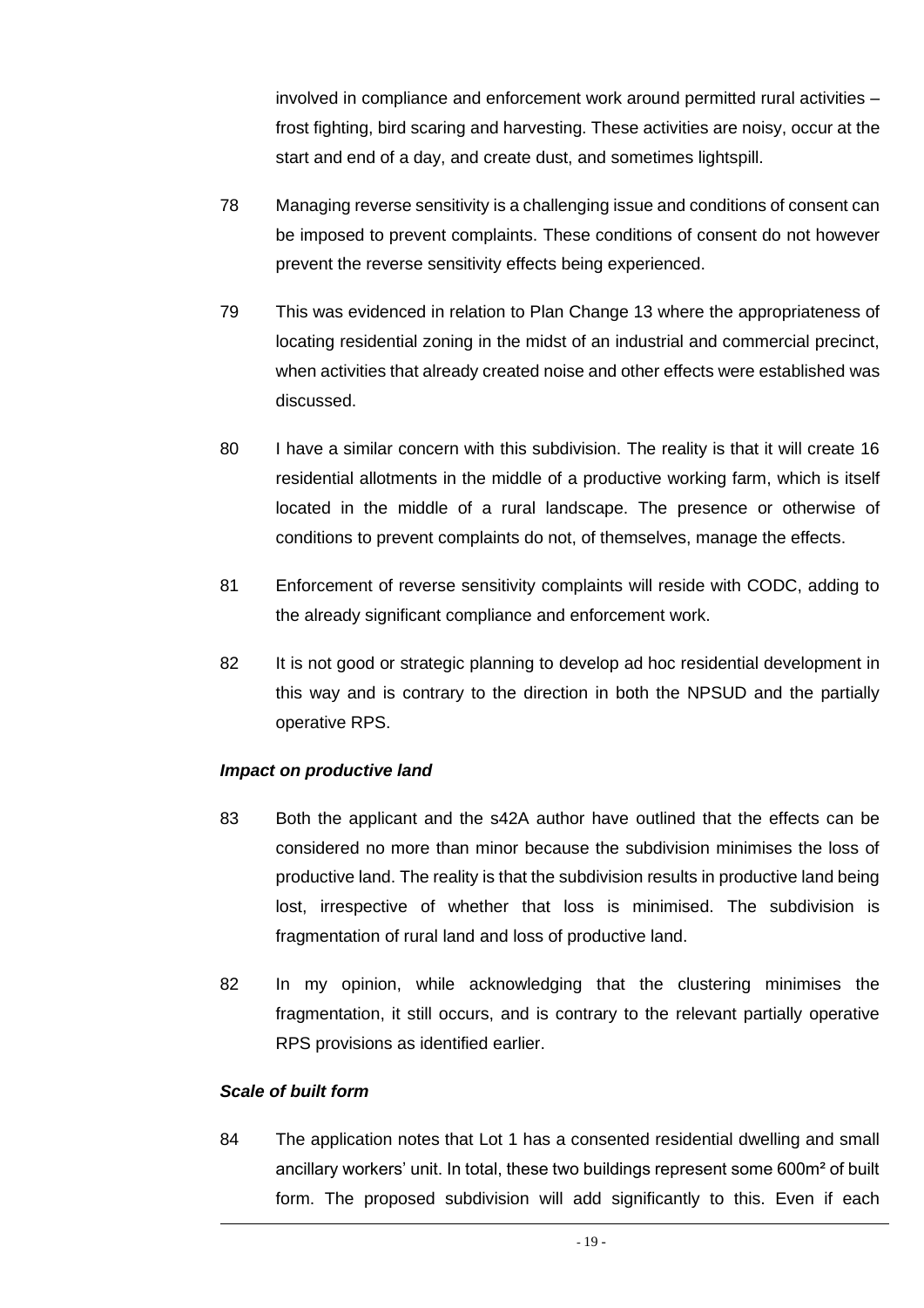involved in compliance and enforcement work around permitted rural activities – frost fighting, bird scaring and harvesting. These activities are noisy, occur at the start and end of a day, and create dust, and sometimes lightspill.

78 Managing reverse sensitivity is a challenging issue and conditions of consent can be imposed to prevent complaints. These conditions of consent do not however prevent the reverse sensitivity effects being experienced.

79 This was evidenced in relation to Plan Change 13 where the appropriateness of locating residential zoning in the midst of an industrial and commercial precinct, when activities that already created noise and other effects were established was discussed.

80 I have a similar concern with this subdivision. The reality is that it will create 16 residential allotments in the middle of a productive working farm, which is itself located in the middle of a rural landscape. The presence or otherwise of conditions to prevent complaints do not, of themselves, manage the effects.

81 Enforcement of reverse sensitivity complaints will reside with CODC, adding to the already significant compliance and enforcement work.

82 It is not good or strategic planning to develop ad hoc residential development in this way and is contrary to the direction in both the NPSUD and the partially operative RPS.

### *Impact on productive land*

83 Both the applicant and the s42A author have outlined that the effects can be considered no more than minor because the subdivision minimises the loss of productive land. The reality is that the subdivision results in productive land being lost, irrespective of whether that loss is minimised. The subdivision is fragmentation of rural land and loss of productive land.

82 In my opinion, while acknowledging that the clustering minimises the fragmentation, it still occurs, and is contrary to the relevant partially operative RPS provisions as identified earlier.

### *Scale of built form*

84 The application notes that Lot 1 has a consented residential dwelling and small ancillary workers' unit. In total, these two buildings represent some 600m² of built form. The proposed subdivision will add significantly to this. Even if each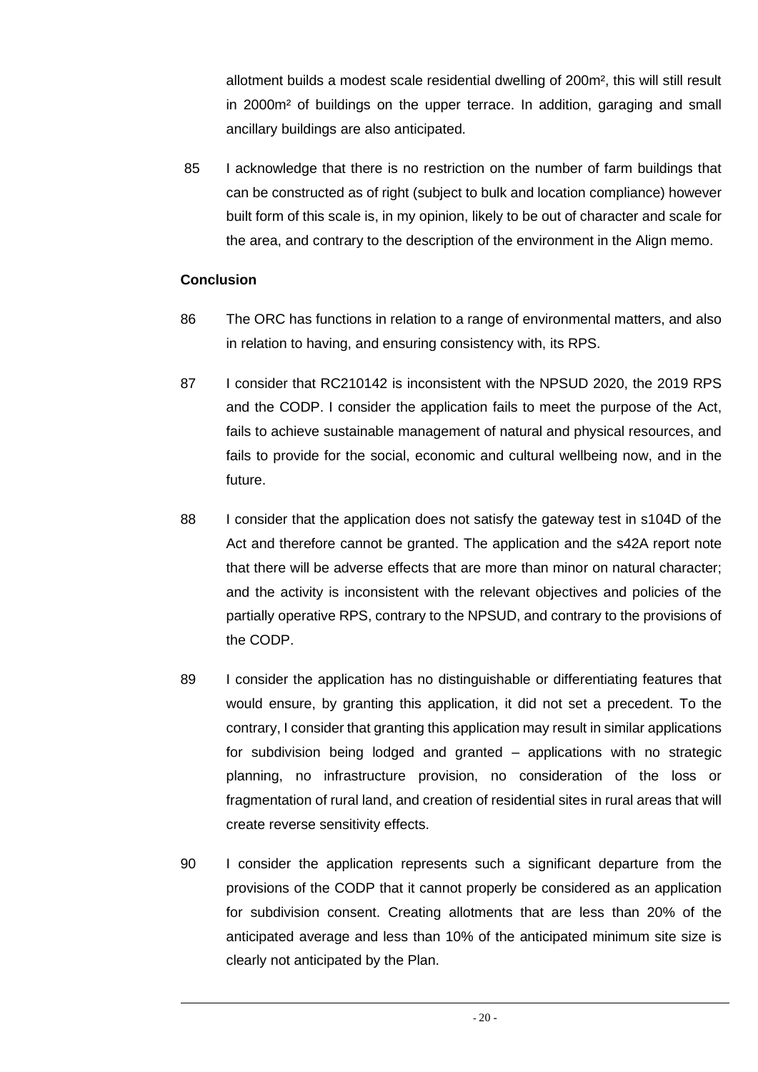allotment builds a modest scale residential dwelling of 200m², this will still result in 2000m² of buildings on the upper terrace. In addition, garaging and small ancillary buildings are also anticipated.

85 I acknowledge that there is no restriction on the number of farm buildings that can be constructed as of right (subject to bulk and location compliance) however built form of this scale is, in my opinion, likely to be out of character and scale for the area, and contrary to the description of the environment in the Align memo.

**Conclusion**

86 The ORC has functions in relation to a range of environmental matters, and also in relation to having, and ensuring consistency with, its RPS.

87 I consider that RC210142 is inconsistent with the NPSUD 2020, the 2019 RPS and the CODP. I consider the application fails to meet the purpose of the Act, fails to achieve sustainable management of natural and physical resources, and fails to provide for the social, economic and cultural wellbeing now, and in the future.

88 I consider that the application does not satisfy the gateway test in s104D of the Act and therefore cannot be granted. The application and the s42A report note that there will be adverse effects that are more than minor on natural character; and the activity is inconsistent with the relevant objectives and policies of the partially operative RPS, contrary to the NPSUD, and contrary to the provisions of the CODP.

89 I consider the application has no distinguishable or differentiating features that would ensure, by granting this application, it did not set a precedent. To the contrary, I consider that granting this application may result in similar applications for subdivision being lodged and granted – applications with no strategic planning, no infrastructure provision, no consideration of the loss or fragmentation of rural land, and creation of residential sites in rural areas that will create reverse sensitivity effects.

90 I consider the application represents such a significant departure from the provisions of the CODP that it cannot properly be considered as an application for subdivision consent. Creating allotments that are less than 20% of the anticipated average and less than 10% of the anticipated minimum site size is clearly not anticipated by the Plan.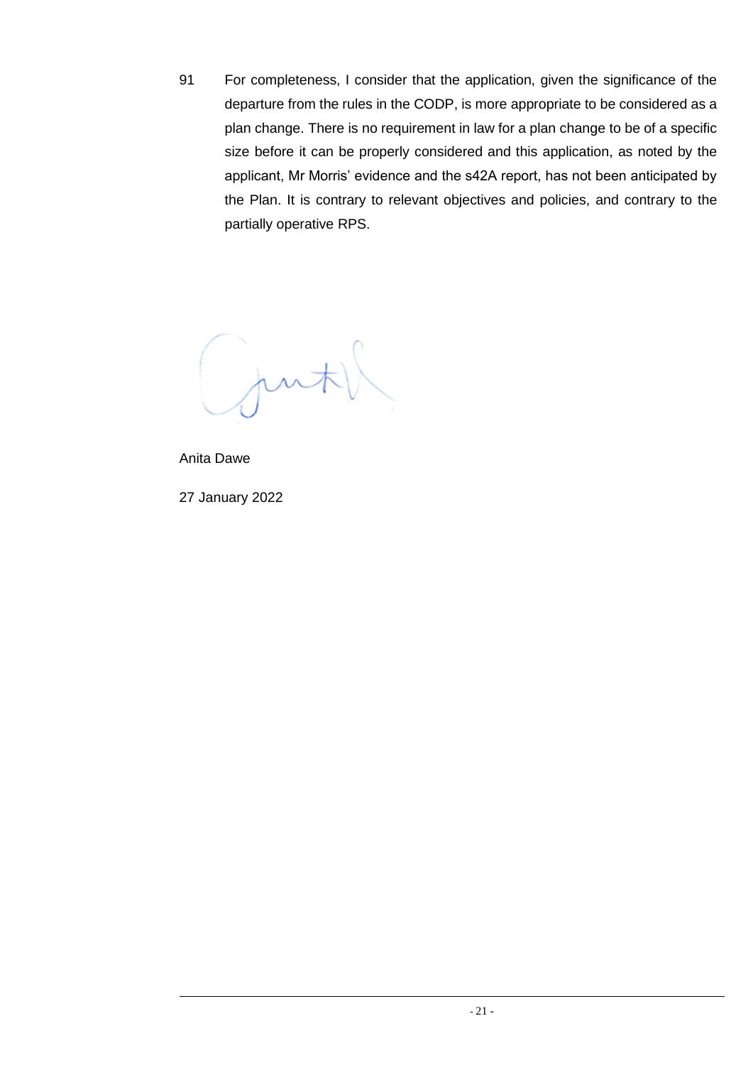91 For completeness, I consider that the application, given the significance of the departure from the rules in the CODP, is more appropriate to be considered as a plan change. There is no requirement in law for a plan change to be of a specific size before it can be properly considered and this application, as noted by the applicant, Mr Morris' evidence and the s42A report, has not been anticipated by the Plan. It is contrary to relevant objectives and policies, and contrary to the partially operative RPS.

Anita Dawe

27 January 2022